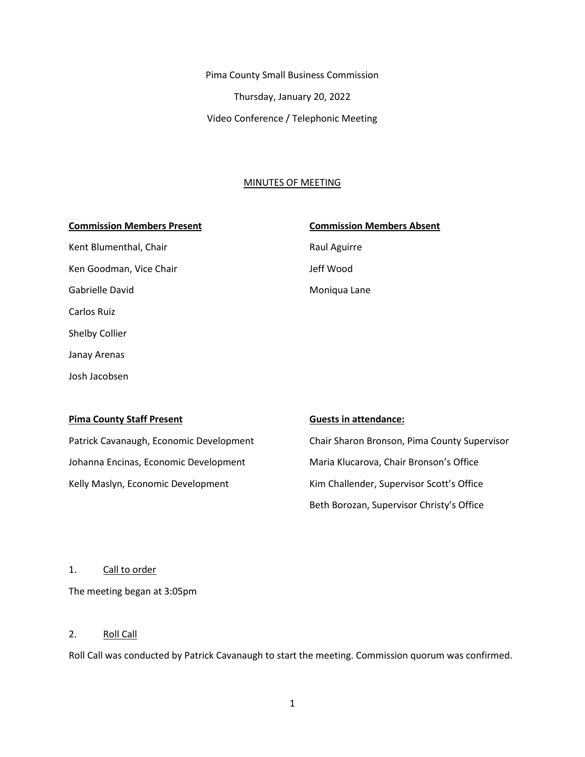Pima County Small Business Commission

Thursday, January 20, 2022

Video Conference / Telephonic Meeting

MINUTES OF MEETING

| **Commission Members Present** | **Commission Members Absent** |
| --- | --- |
| Kent Blumenthal, Chair | Raul Aguirre |
| Ken Goodman, Vice Chair | Jeff Wood |
| Gabrielle David | Moniqua Lane |
| Carlos Ruiz | |
| Shelby Collier | |
| Janay Arenas | |
| Josh Jacobsen | |

| **Pima County Staff Present** | **Guests in attendance:** |
| --- | --- |
| Patrick Cavanaugh, Economic Development | Chair Sharon Bronson, Pima County Supervisor |
| Johanna Encinas, Economic Development | Maria Klucarova, Chair Bronson's Office |
| Kelly Maslyn, Economic Development | Kim Challender, Supervisor Scott's Office |
| | Beth Borozan, Supervisor Christy's Office |

1. Call to order

The meeting began at 3:05pm

2. Roll Call

Roll Call was conducted by Patrick Cavanaugh to start the meeting. Commission quorum was confirmed.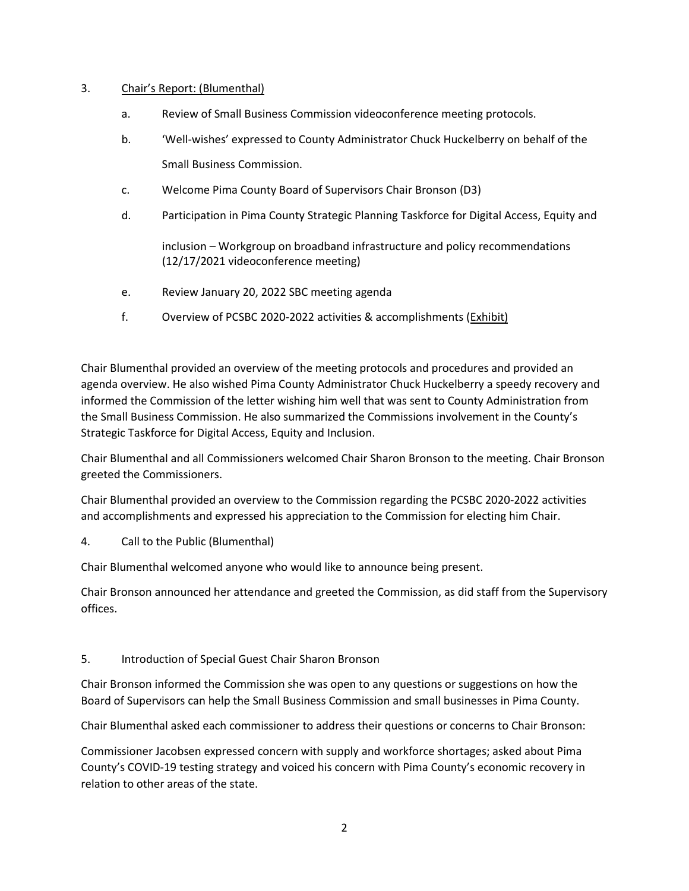3. Chair's Report: (Blumenthal)

   a. Review of Small Business Commission videoconference meeting protocols.

   b. 'Well-wishes' expressed to County Administrator Chuck Huckelberry on behalf of the Small Business Commission.

   c. Welcome Pima County Board of Supervisors Chair Bronson (D3)

   d. Participation in Pima County Strategic Planning Taskforce for Digital Access, Equity and inclusion – Workgroup on broadband infrastructure and policy recommendations (12/17/2021 videoconference meeting)

   e. Review January 20, 2022 SBC meeting agenda

   f. Overview of PCSBC 2020-2022 activities & accomplishments (Exhibit)

Chair Blumenthal provided an overview of the meeting protocols and procedures and provided an agenda overview. He also wished Pima County Administrator Chuck Huckelberry a speedy recovery and informed the Commission of the letter wishing him well that was sent to County Administration from the Small Business Commission. He also summarized the Commissions involvement in the County's Strategic Taskforce for Digital Access, Equity and Inclusion.

Chair Blumenthal and all Commissioners welcomed Chair Sharon Bronson to the meeting. Chair Bronson greeted the Commissioners.

Chair Blumenthal provided an overview to the Commission regarding the PCSBC 2020-2022 activities and accomplishments and expressed his appreciation to the Commission for electing him Chair.

4. Call to the Public (Blumenthal)

Chair Blumenthal welcomed anyone who would like to announce being present.

Chair Bronson announced her attendance and greeted the Commission, as did staff from the Supervisory offices.

5. Introduction of Special Guest Chair Sharon Bronson

Chair Bronson informed the Commission she was open to any questions or suggestions on how the Board of Supervisors can help the Small Business Commission and small businesses in Pima County.

Chair Blumenthal asked each commissioner to address their questions or concerns to Chair Bronson:

Commissioner Jacobsen expressed concern with supply and workforce shortages; asked about Pima County's COVID-19 testing strategy and voiced his concern with Pima County's economic recovery in relation to other areas of the state.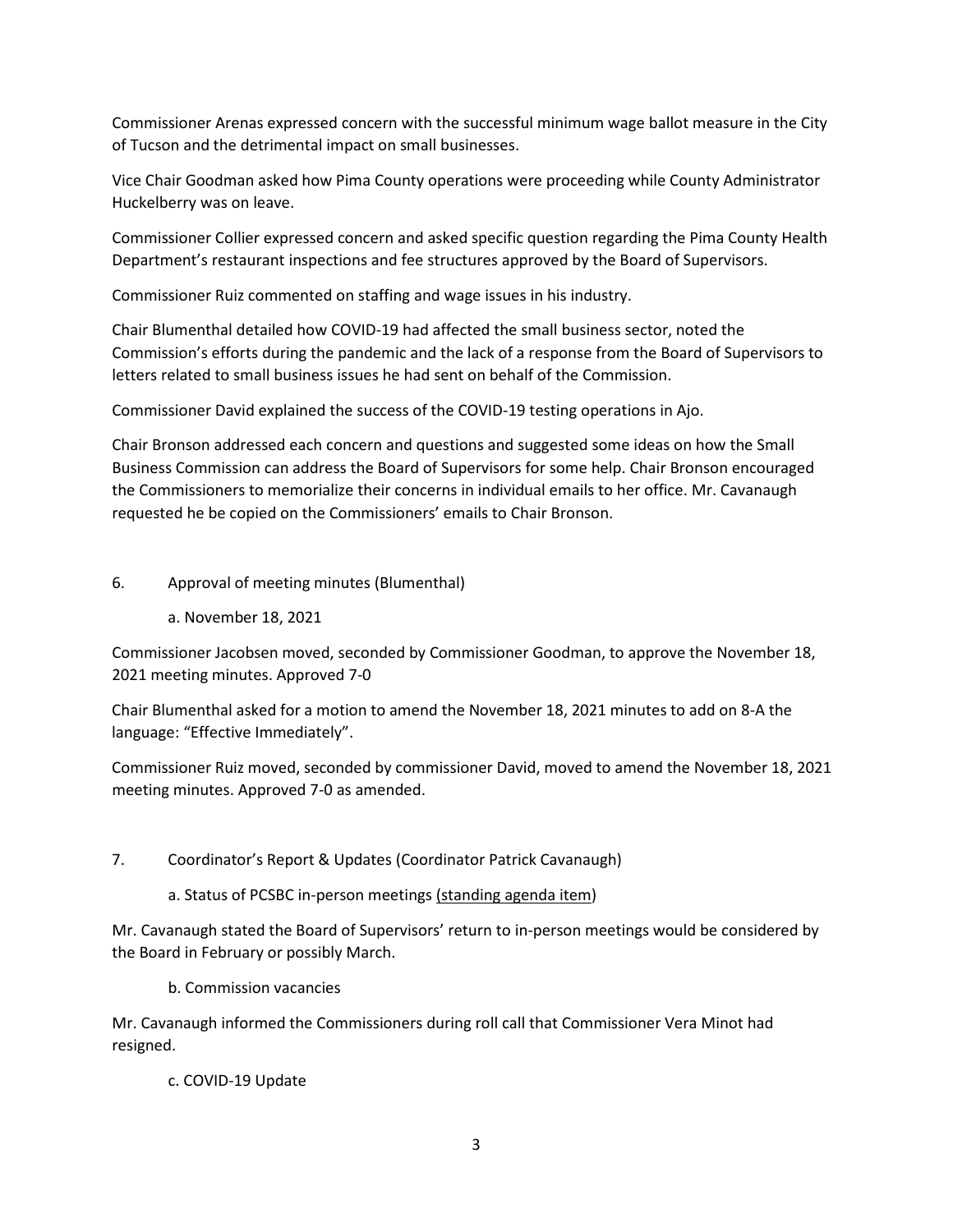Commissioner Arenas expressed concern with the successful minimum wage ballot measure in the City of Tucson and the detrimental impact on small businesses.

Vice Chair Goodman asked how Pima County operations were proceeding while County Administrator Huckelberry was on leave.

Commissioner Collier expressed concern and asked specific question regarding the Pima County Health Department's restaurant inspections and fee structures approved by the Board of Supervisors.

Commissioner Ruiz commented on staffing and wage issues in his industry.

Chair Blumenthal detailed how COVID-19 had affected the small business sector, noted the Commission's efforts during the pandemic and the lack of a response from the Board of Supervisors to letters related to small business issues he had sent on behalf of the Commission.

Commissioner David explained the success of the COVID-19 testing operations in Ajo.

Chair Bronson addressed each concern and questions and suggested some ideas on how the Small Business Commission can address the Board of Supervisors for some help. Chair Bronson encouraged the Commissioners to memorialize their concerns in individual emails to her office. Mr. Cavanaugh requested he be copied on the Commissioners' emails to Chair Bronson.

6. Approval of meeting minutes (Blumenthal)

   a. November 18, 2021

Commissioner Jacobsen moved, seconded by Commissioner Goodman, to approve the November 18, 2021 meeting minutes. Approved 7-0

Chair Blumenthal asked for a motion to amend the November 18, 2021 minutes to add on 8-A the language: "Effective Immediately".

Commissioner Ruiz moved, seconded by commissioner David, moved to amend the November 18, 2021 meeting minutes. Approved 7-0 as amended.

7. Coordinator's Report & Updates (Coordinator Patrick Cavanaugh)

   a. Status of PCSBC in-person meetings (standing agenda item)

Mr. Cavanaugh stated the Board of Supervisors' return to in-person meetings would be considered by the Board in February or possibly March.

   b. Commission vacancies

Mr. Cavanaugh informed the Commissioners during roll call that Commissioner Vera Minot had resigned.

   c. COVID-19 Update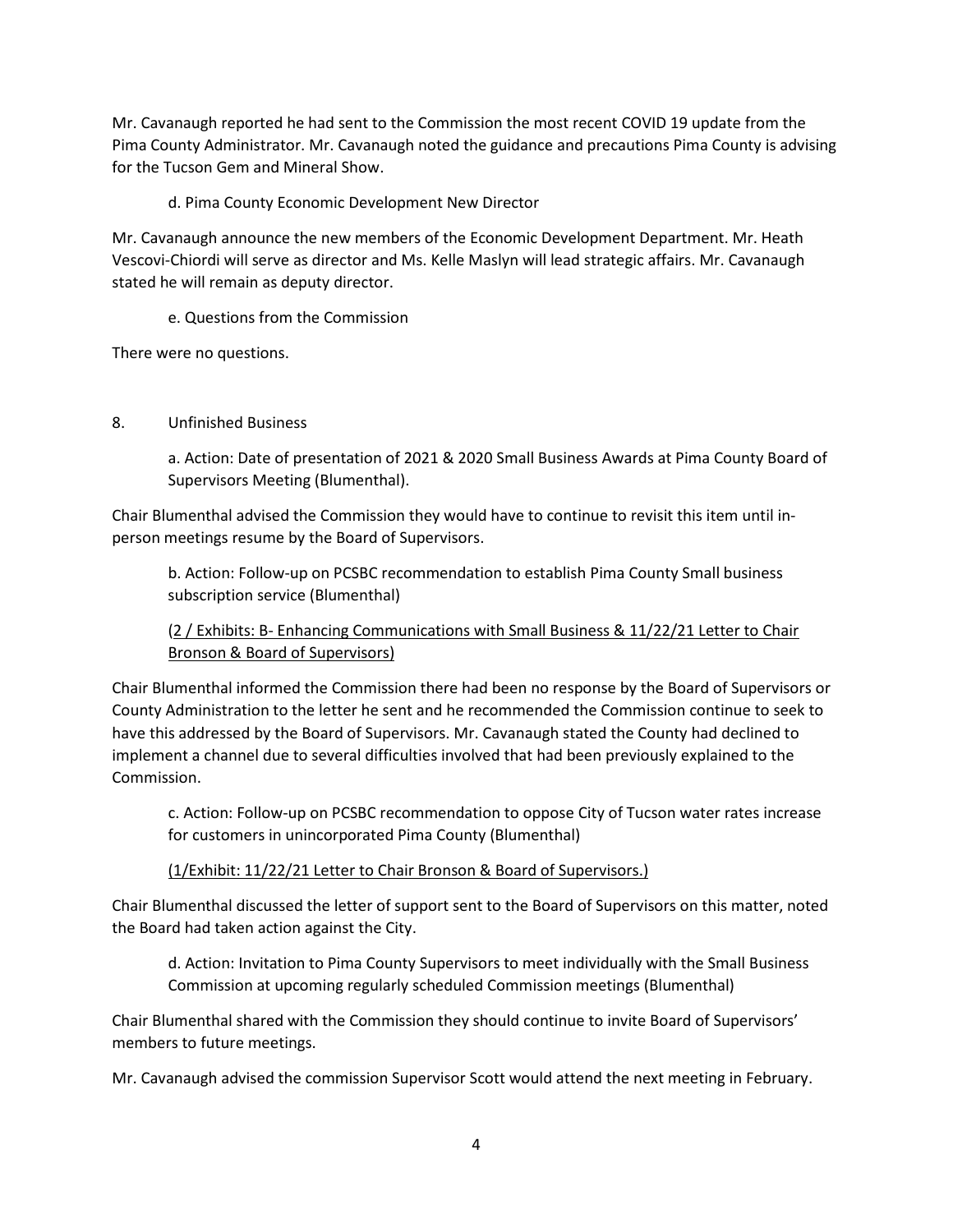Mr. Cavanaugh reported he had sent to the Commission the most recent COVID 19 update from the Pima County Administrator. Mr. Cavanaugh noted the guidance and precautions Pima County is advising for the Tucson Gem and Mineral Show.

d. Pima County Economic Development New Director

Mr. Cavanaugh announce the new members of the Economic Development Department. Mr. Heath Vescovi-Chiordi will serve as director and Ms. Kelle Maslyn will lead strategic affairs. Mr. Cavanaugh stated he will remain as deputy director.

e. Questions from the Commission

There were no questions.

8. Unfinished Business

a. Action: Date of presentation of 2021 & 2020 Small Business Awards at Pima County Board of Supervisors Meeting (Blumenthal).

Chair Blumenthal advised the Commission they would have to continue to revisit this item until in-person meetings resume by the Board of Supervisors.

b. Action: Follow-up on PCSBC recommendation to establish Pima County Small business subscription service (Blumenthal)

(2 / Exhibits: B- Enhancing Communications with Small Business & 11/22/21 Letter to Chair Bronson & Board of Supervisors)

Chair Blumenthal informed the Commission there had been no response by the Board of Supervisors or County Administration to the letter he sent and he recommended the Commission continue to seek to have this addressed by the Board of Supervisors. Mr. Cavanaugh stated the County had declined to implement a channel due to several difficulties involved that had been previously explained to the Commission.

c. Action: Follow-up on PCSBC recommendation to oppose City of Tucson water rates increase for customers in unincorporated Pima County (Blumenthal)

(1/Exhibit: 11/22/21 Letter to Chair Bronson & Board of Supervisors.)

Chair Blumenthal discussed the letter of support sent to the Board of Supervisors on this matter, noted the Board had taken action against the City.

d. Action: Invitation to Pima County Supervisors to meet individually with the Small Business Commission at upcoming regularly scheduled Commission meetings (Blumenthal)

Chair Blumenthal shared with the Commission they should continue to invite Board of Supervisors' members to future meetings.

Mr. Cavanaugh advised the commission Supervisor Scott would attend the next meeting in February.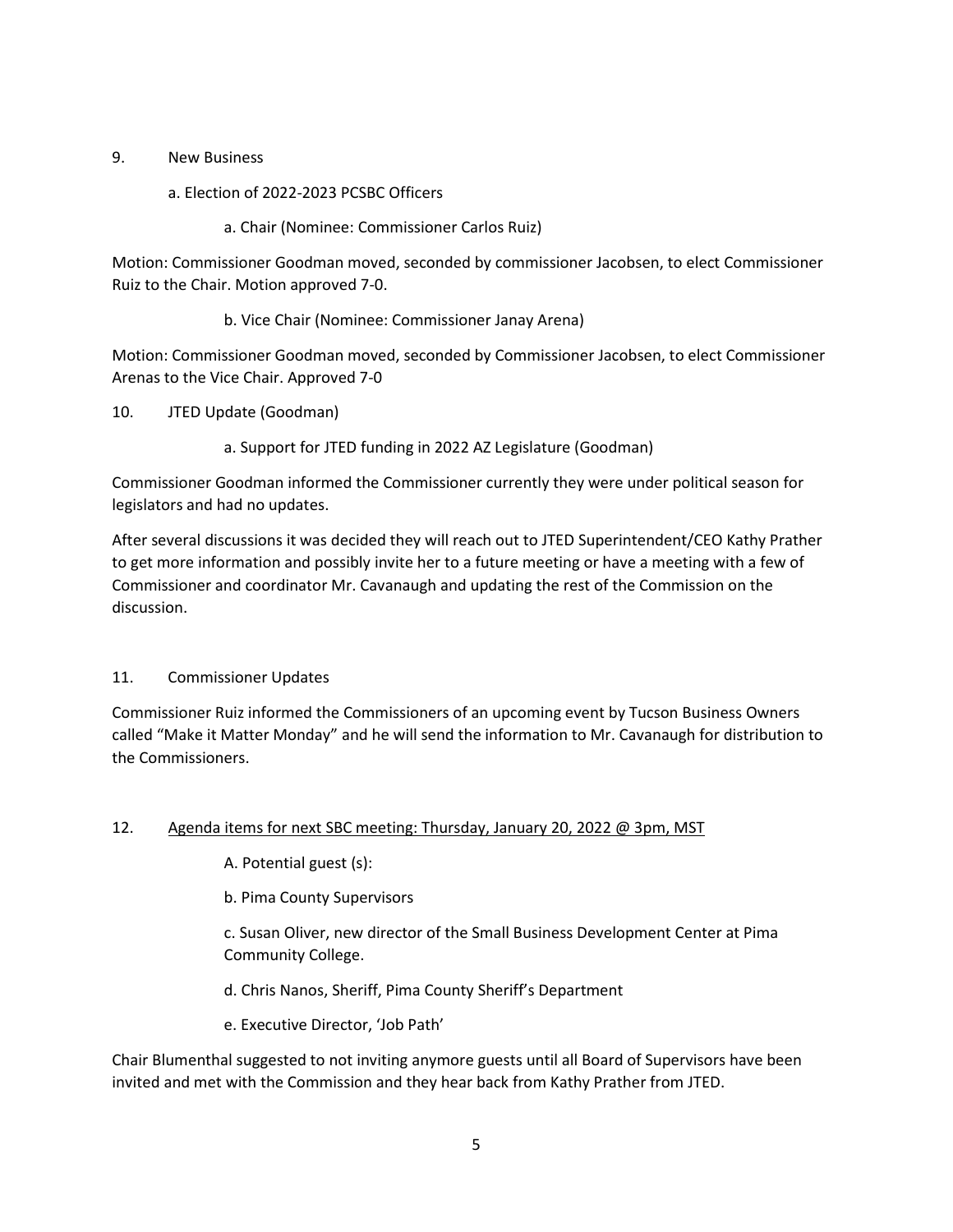9. New Business

   a. Election of 2022-2023 PCSBC Officers

      a. Chair (Nominee: Commissioner Carlos Ruiz)

Motion: Commissioner Goodman moved, seconded by commissioner Jacobsen, to elect Commissioner Ruiz to the Chair. Motion approved 7-0.

      b. Vice Chair (Nominee: Commissioner Janay Arena)

Motion: Commissioner Goodman moved, seconded by Commissioner Jacobsen, to elect Commissioner Arenas to the Vice Chair. Approved 7-0

10. JTED Update (Goodman)

      a. Support for JTED funding in 2022 AZ Legislature (Goodman)

Commissioner Goodman informed the Commissioner currently they were under political season for legislators and had no updates.

After several discussions it was decided they will reach out to JTED Superintendent/CEO Kathy Prather to get more information and possibly invite her to a future meeting or have a meeting with a few of Commissioner and coordinator Mr. Cavanaugh and updating the rest of the Commission on the discussion.

11. Commissioner Updates

Commissioner Ruiz informed the Commissioners of an upcoming event by Tucson Business Owners called "Make it Matter Monday" and he will send the information to Mr. Cavanaugh for distribution to the Commissioners.

12. <u>Agenda items for next SBC meeting: Thursday, January 20, 2022 @ 3pm, MST</u>

      A. Potential guest (s):

      b. Pima County Supervisors

      c. Susan Oliver, new director of the Small Business Development Center at Pima Community College.

      d. Chris Nanos, Sheriff, Pima County Sheriff's Department

      e. Executive Director, 'Job Path'

Chair Blumenthal suggested to not inviting anymore guests until all Board of Supervisors have been invited and met with the Commission and they hear back from Kathy Prather from JTED.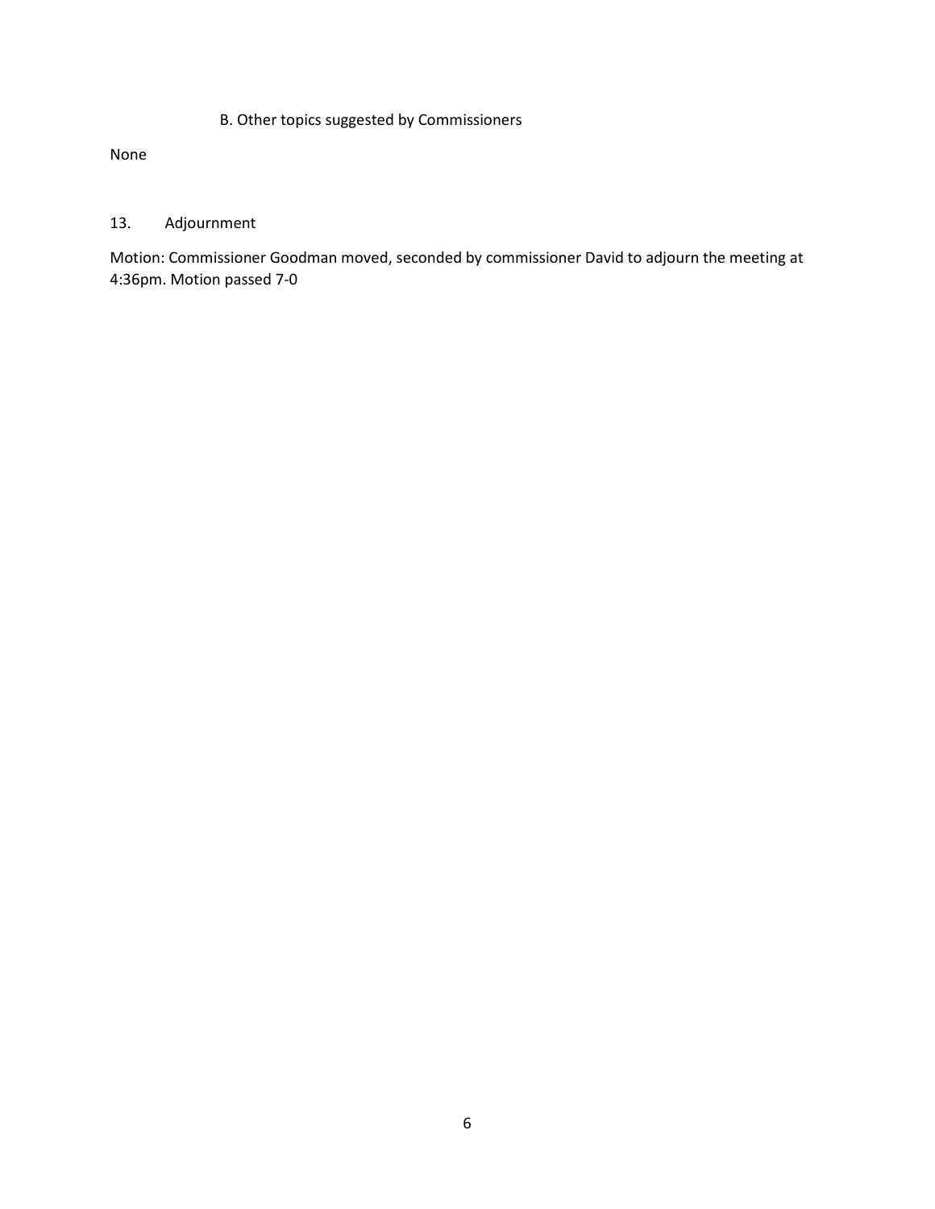B. Other topics suggested by Commissioners

None

13. Adjournment

Motion: Commissioner Goodman moved, seconded by commissioner David to adjourn the meeting at 4:36pm. Motion passed 7-0